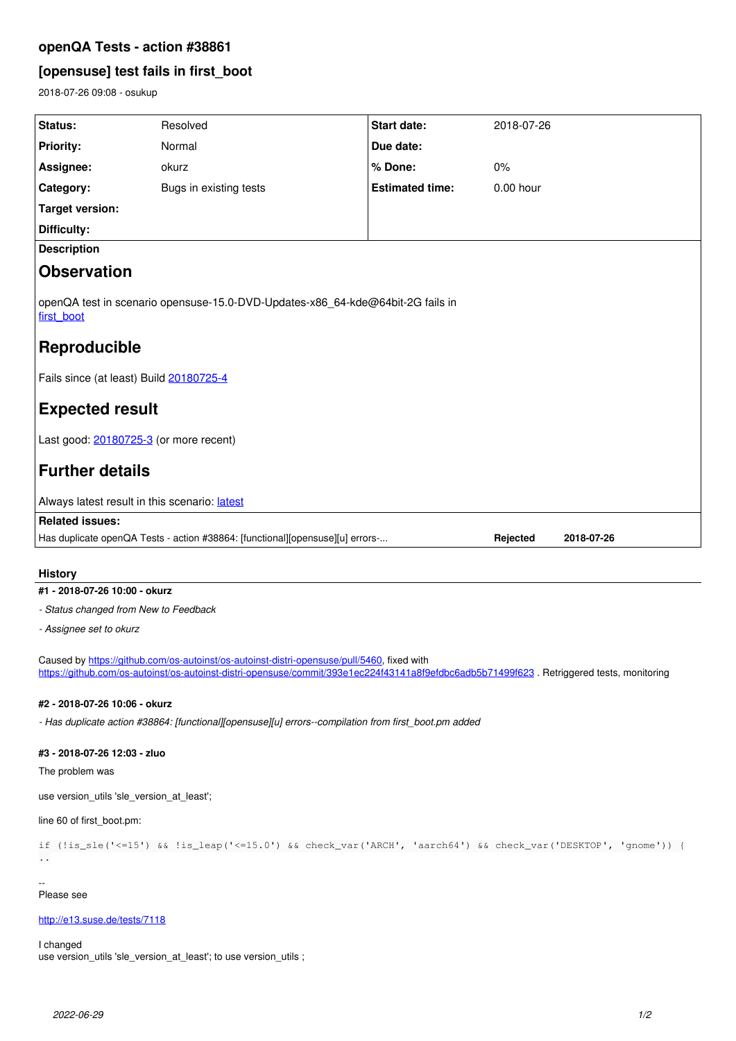# openQA Tests - action #38861

## [opensuse] test fails in first_boot

2018-07-26 09:08 - osukup

| Status: | Resolved | Start date: | 2018-07-26 |
|---|---|---|---|
| Priority: | Normal | Due date: | |
| Assignee: | okurz | % Done: | 0% |
| Category: | Bugs in existing tests | Estimated time: | 0.00 hour |
| Target version: | | | |
| Difficulty: | | | |

**Description**

## Observation

openQA test in scenario opensuse-15.0-DVD-Updates-x86_64-kde@64bit-2G fails in first_boot

## Reproducible

Fails since (at least) Build 20180725-4

## Expected result

Last good: 20180725-3 (or more recent)

## Further details

Always latest result in this scenario: latest

**Related issues:**

| | | |
|---|---|---|
| Has duplicate openQA Tests - action #38864: [functional][opensuse][u] errors-... | Rejected | 2018-07-26 |

### History

#### #1 - 2018-07-26 10:00 - okurz

*- Status changed from New to Feedback*

*- Assignee set to okurz*

Caused by https://github.com/os-autoinst/os-autoinst-distri-opensuse/pull/5460, fixed with https://github.com/os-autoinst/os-autoinst-distri-opensuse/commit/393e1ec224f43141a8f9efdbc6adb5b71499f623 . Retriggered tests, monitoring

#### #2 - 2018-07-26 10:06 - okurz

*- Has duplicate action #38864: [functional][opensuse][u] errors--compilation from first_boot.pm added*

#### #3 - 2018-07-26 12:03 - zluo

The problem was

use version_utils 'sle_version_at_least';

line 60 of first_boot.pm:

```
if (!is_sle('<=15') && !is_leap('<=15.0') && check_var('ARCH', 'aarch64') && check_var('DESKTOP', 'gnome')) {
..
```

--
Please see

http://e13.suse.de/tests/7118

I changed
use version_utils 'sle_version_at_least'; to use version_utils ;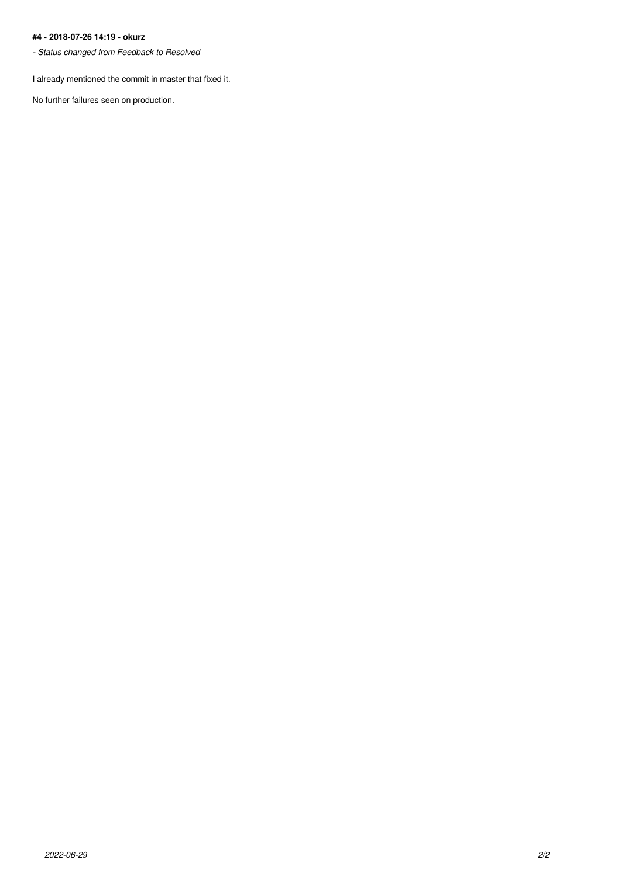**#4 - 2018-07-26 14:19 - okurz**

*- Status changed from Feedback to Resolved*

I already mentioned the commit in master that fixed it.

No further failures seen on production.